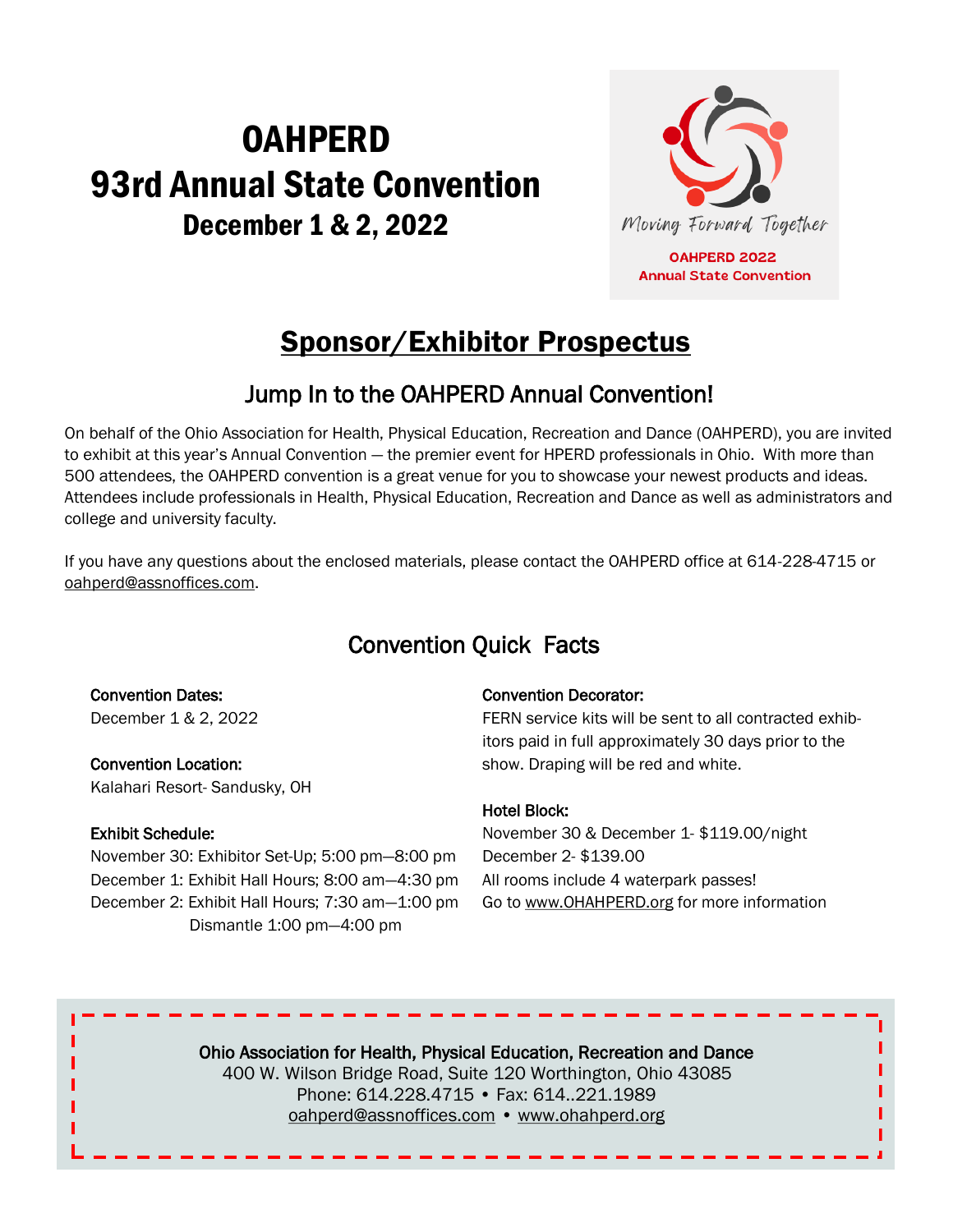# OAHPERD 93rd Annual State Convention

## December 1 & 2, 2022

Moving Forward Together

OAHPERD 2022 Annual State Convention

## Sponsor/Exhibitor Prospectus

### Jump In to the OAHPERD Annual Convention!

On behalf of the Ohio Association for Health, Physical Education, Recreation and Dance (OAHPERD), you are invited to exhibit at this year's Annual Convention — the premier event for HPERD professionals in Ohio. With more than 500 attendees, the OAHPERD convention is a great venue for you to showcase your newest products and ideas. Attendees include professionals in Health, Physical Education, Recreation and Dance as well as administrators and college and university faculty.

If you have any questions about the enclosed materials, please contact the OAHPERD office at 614-228-4715 or oahperd@assnoffices.com.

### Convention Quick Facts

**Convention Dates:**
December 1 & 2, 2022

**Convention Location:**
Kalahari Resort- Sandusky, OH

**Exhibit Schedule:**
November 30: Exhibitor Set-Up; 5:00 pm—8:00 pm
December 1: Exhibit Hall Hours; 8:00 am—4:30 pm
December 2: Exhibit Hall Hours; 7:30 am—1:00 pm
Dismantle 1:00 pm—4:00 pm

**Convention Decorator:**
FERN service kits will be sent to all contracted exhibitors paid in full approximately 30 days prior to the show. Draping will be red and white.

**Hotel Block:**
November 30 & December 1- $119.00/night
December 2- $139.00
All rooms include 4 waterpark passes!
Go to www.OHAHPERD.org for more information

---

**Ohio Association for Health, Physical Education, Recreation and Dance**
400 W. Wilson Bridge Road, Suite 120 Worthington, Ohio 43085
Phone: 614.228.4715 • Fax: 614..221.1989
oahperd@assnoffices.com • www.ohahperd.org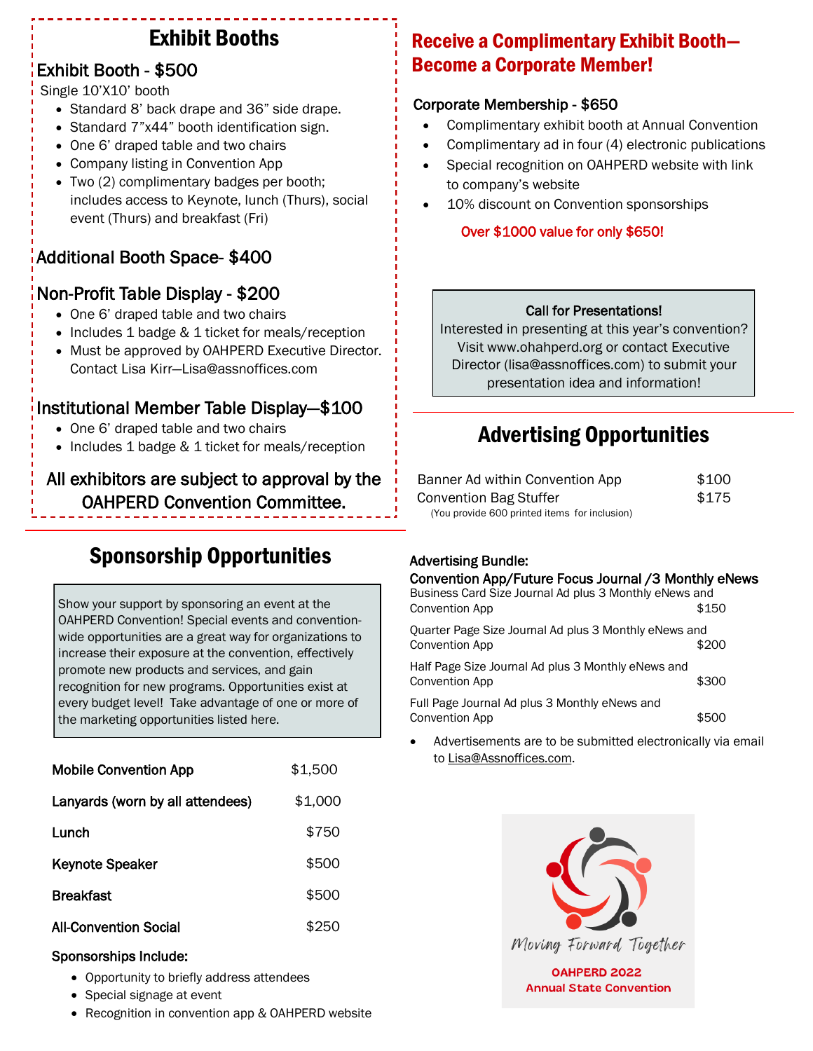## Exhibit Booths

### Exhibit Booth - $500

Single 10'X10' booth

- Standard 8' back drape and 36" side drape.
- Standard 7"x44" booth identification sign.
- One 6' draped table and two chairs
- Company listing in Convention App
- Two (2) complimentary badges per booth; includes access to Keynote, lunch (Thurs), social event (Thurs) and breakfast (Fri)

### Additional Booth Space- $400

### Non-Profit Table Display - $200

- One 6' draped table and two chairs
- Includes 1 badge & 1 ticket for meals/reception
- Must be approved by OAHPERD Executive Director. Contact Lisa Kirr—Lisa@assnoffices.com

### Institutional Member Table Display—$100

- One 6' draped table and two chairs
- Includes 1 badge & 1 ticket for meals/reception

**All exhibitors are subject to approval by the OAHPERD Convention Committee.**

## Sponsorship Opportunities

Show your support by sponsoring an event at the OAHPERD Convention! Special events and convention-wide opportunities are a great way for organizations to increase their exposure at the convention, effectively promote new products and services, and gain recognition for new programs. Opportunities exist at every budget level! Take advantage of one or more of the marketing opportunities listed here.

| Sponsorship | Price |
|---|---|
| Mobile Convention App | $1,500 |
| Lanyards (worn by all attendees) | $1,000 |
| Lunch | $750 |
| Keynote Speaker | $500 |
| Breakfast | $500 |
| All-Convention Social | $250 |

**Sponsorships Include:**

- Opportunity to briefly address attendees
- Special signage at event
- Recognition in convention app & OAHPERD website

## Receive a Complimentary Exhibit Booth—Become a Corporate Member!

### Corporate Membership - $650

- Complimentary exhibit booth at Annual Convention
- Complimentary ad in four (4) electronic publications
- Special recognition on OAHPERD website with link to company's website
- 10% discount on Convention sponsorships

**Over $1000 value for only $650!**

**Call for Presentations!**

Interested in presenting at this year's convention? Visit www.ohahperd.org or contact Executive Director (lisa@assnoffices.com) to submit your presentation idea and information!

## Advertising Opportunities

| Item | Price |
|---|---|
| Banner Ad within Convention App | $100 |
| Convention Bag Stuffer (You provide 600 printed items for inclusion) | $175 |

**Advertising Bundle:**

**Convention App/Future Focus Journal /3 Monthly eNews**

| Bundle | Price |
|---|---|
| Business Card Size Journal Ad plus 3 Monthly eNews and Convention App | $150 |
| Quarter Page Size Journal Ad plus 3 Monthly eNews and Convention App | $200 |
| Half Page Size Journal Ad plus 3 Monthly eNews and Convention App | $300 |
| Full Page Journal Ad plus 3 Monthly eNews and Convention App | $500 |

- Advertisements are to be submitted electronically via email to Lisa@Assnoffices.com.

Moving Forward Together

OAHPERD 2022 Annual State Convention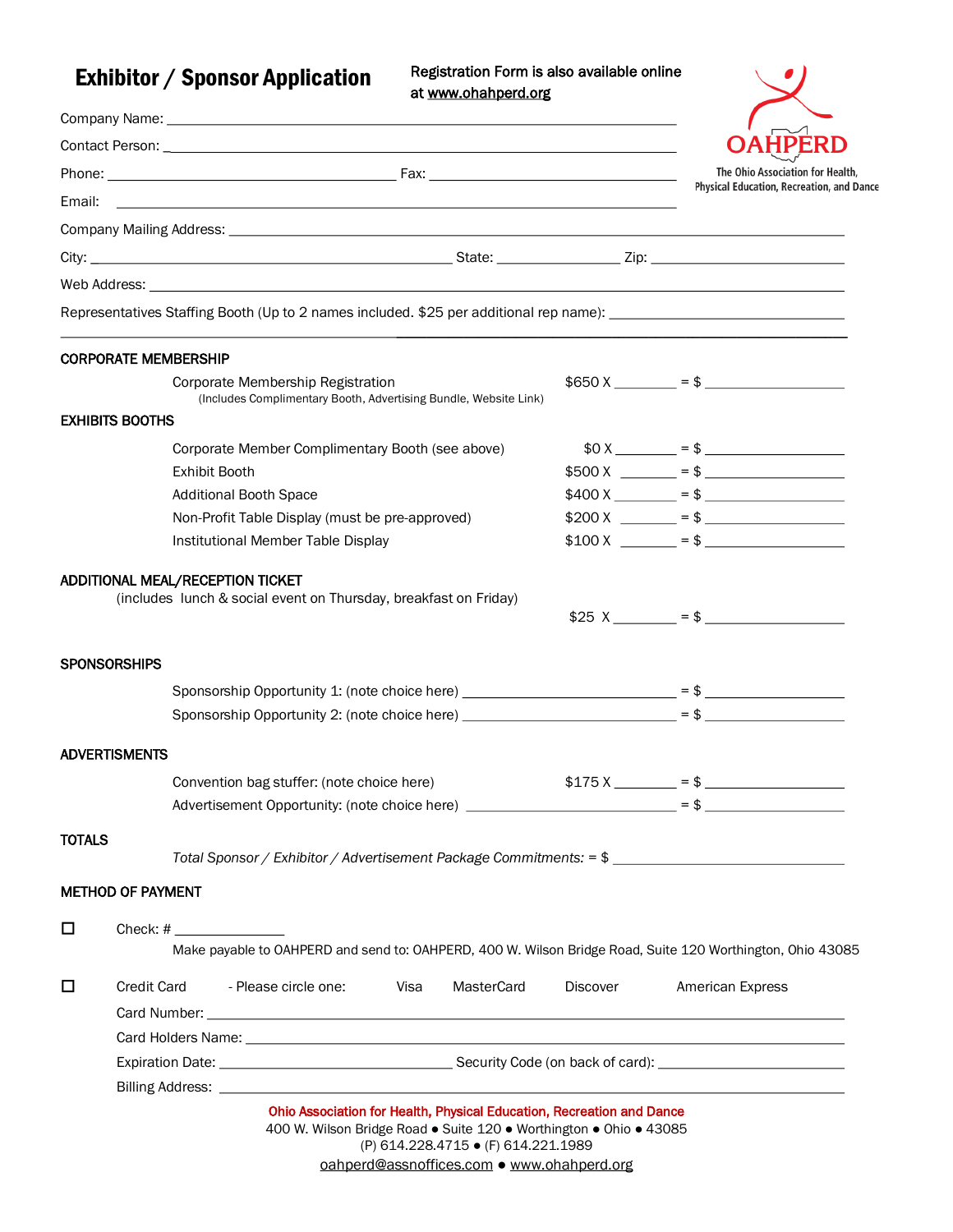# Exhibitor / Sponsor Application

Registration Form is also available online at www.ohahperd.org

OAHPERD
The Ohio Association for Health, Physical Education, Recreation, and Dance

Company Name: ______________________________

Contact Person: ______________________________

Phone: ____________________ Fax: ____________________

Email: ______________________________

Company Mailing Address: ______________________________

City: ____________________ State: __________ Zip: __________

Web Address: ______________________________

Representatives Staffing Booth (Up to 2 names included. $25 per additional rep name): ______________________________

______________________________

## CORPORATE MEMBERSHIP

Corporate Membership Registration — $650 X ________ = $ __________
(Includes Complimentary Booth, Advertising Bundle, Website Link)

## EXHIBITS BOOTHS

| | | |
|---|---|---|
| Corporate Member Complimentary Booth (see above) | $0 X ________ | = $ __________ |
| Exhibit Booth | $500 X ________ | = $ __________ |
| Additional Booth Space | $400 X ________ | = $ __________ |
| Non-Profit Table Display (must be pre-approved) | $200 X ________ | = $ __________ |
| Institutional Member Table Display | $100 X ________ | = $ __________ |

## ADDITIONAL MEAL/RECEPTION TICKET

(includes lunch & social event on Thursday, breakfast on Friday)

$25 X ________ = $ __________

## SPONSORSHIPS

Sponsorship Opportunity 1: (note choice here) ____________________ = $ __________

Sponsorship Opportunity 2: (note choice here) ____________________ = $ __________

## ADVERTISMENTS

Convention bag stuffer: (note choice here) $175 X ________ = $ __________

Advertisement Opportunity: (note choice here) ____________________ = $ __________

## TOTALS

*Total Sponsor / Exhibitor / Advertisement Package Commitments:* = $ ____________________

## METHOD OF PAYMENT

☐ Check: # ______________

Make payable to OAHPERD and send to: OAHPERD, 400 W. Wilson Bridge Road, Suite 120 Worthington, Ohio 43085

☐ Credit Card - Please circle one: Visa MasterCard Discover American Express

Card Number: ______________________________

Card Holders Name: ______________________________

Expiration Date: ____________________ Security Code (on back of card): ____________________

Billing Address: ______________________________

**Ohio Association for Health, Physical Education, Recreation and Dance**
400 W. Wilson Bridge Road ● Suite 120 ● Worthington ● Ohio ● 43085
(P) 614.228.4715 ● (F) 614.221.1989
oahperd@assnoffices.com ● www.ohahperd.org